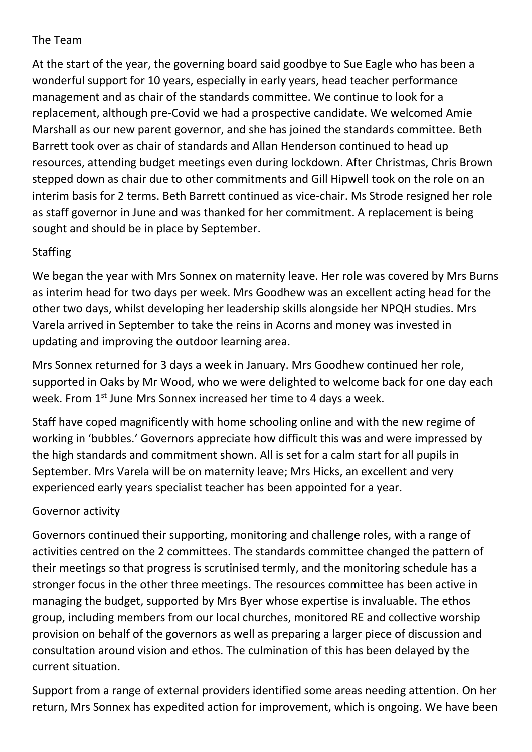## The Team

At the start of the year, the governing board said goodbye to Sue Eagle who has been a wonderful support for 10 years, especially in early years, head teacher performance management and as chair of the standards committee. We continue to look for a replacement, although pre-Covid we had a prospective candidate. We welcomed Amie Marshall as our new parent governor, and she has joined the standards committee. Beth Barrett took over as chair of standards and Allan Henderson continued to head up resources, attending budget meetings even during lockdown. After Christmas, Chris Brown stepped down as chair due to other commitments and Gill Hipwell took on the role on an interim basis for 2 terms. Beth Barrett continued as vice-chair. Ms Strode resigned her role as staff governor in June and was thanked for her commitment. A replacement is being sought and should be in place by September.

## Staffing

We began the year with Mrs Sonnex on maternity leave. Her role was covered by Mrs Burns as interim head for two days per week. Mrs Goodhew was an excellent acting head for the other two days, whilst developing her leadership skills alongside her NPQH studies. Mrs Varela arrived in September to take the reins in Acorns and money was invested in updating and improving the outdoor learning area.

Mrs Sonnex returned for 3 days a week in January. Mrs Goodhew continued her role, supported in Oaks by Mr Wood, who we were delighted to welcome back for one day each week. From 1st June Mrs Sonnex increased her time to 4 days a week.

Staff have coped magnificently with home schooling online and with the new regime of working in 'bubbles.' Governors appreciate how difficult this was and were impressed by the high standards and commitment shown. All is set for a calm start for all pupils in September. Mrs Varela will be on maternity leave; Mrs Hicks, an excellent and very experienced early years specialist teacher has been appointed for a year.

## Governor activity

Governors continued their supporting, monitoring and challenge roles, with a range of activities centred on the 2 committees. The standards committee changed the pattern of their meetings so that progress is scrutinised termly, and the monitoring schedule has a stronger focus in the other three meetings. The resources committee has been active in managing the budget, supported by Mrs Byer whose expertise is invaluable. The ethos group, including members from our local churches, monitored RE and collective worship provision on behalf of the governors as well as preparing a larger piece of discussion and consultation around vision and ethos. The culmination of this has been delayed by the current situation.

Support from a range of external providers identified some areas needing attention. On her return, Mrs Sonnex has expedited action for improvement, which is ongoing. We have been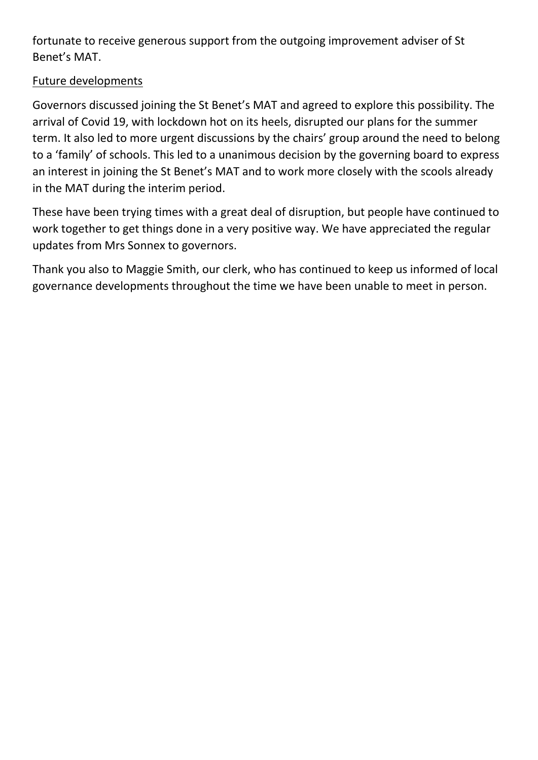fortunate to receive generous support from the outgoing improvement adviser of St Benet's MAT.

Future developments

Governors discussed joining the St Benet's MAT and agreed to explore this possibility. The arrival of Covid 19, with lockdown hot on its heels, disrupted our plans for the summer term. It also led to more urgent discussions by the chairs' group around the need to belong to a 'family' of schools. This led to a unanimous decision by the governing board to express an interest in joining the St Benet's MAT and to work more closely with the scools already in the MAT during the interim period.

These have been trying times with a great deal of disruption, but people have continued to work together to get things done in a very positive way. We have appreciated the regular updates from Mrs Sonnex to governors.

Thank you also to Maggie Smith, our clerk, who has continued to keep us informed of local governance developments throughout the time we have been unable to meet in person.